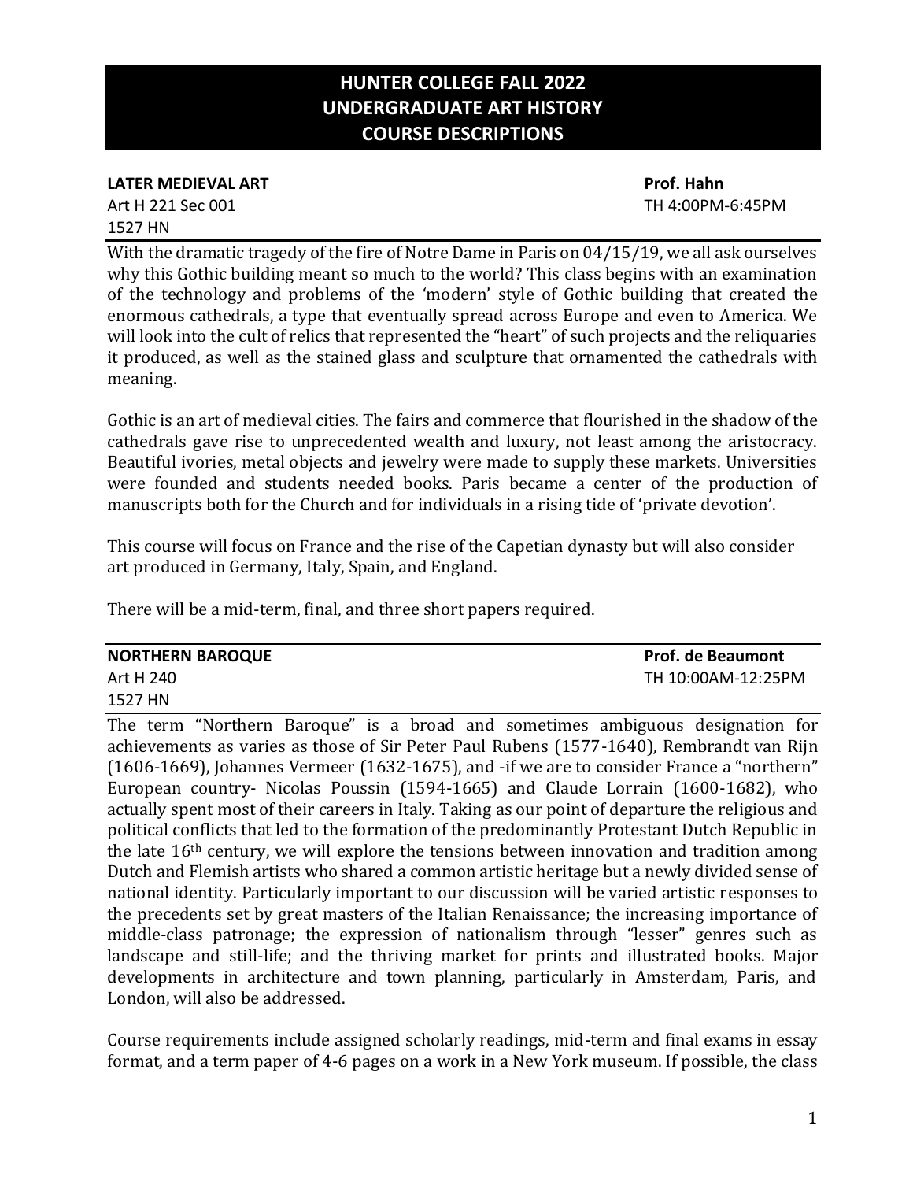# HUNTER COLLEGE FALL 2022
# UNDERGRADUATE ART HISTORY
# COURSE DESCRIPTIONS

**LATER MEDIEVAL ART** — **Prof. Hahn**
Art H 221 Sec 001 — TH 4:00PM-6:45PM
1527 HN

With the dramatic tragedy of the fire of Notre Dame in Paris on 04/15/19, we all ask ourselves why this Gothic building meant so much to the world? This class begins with an examination of the technology and problems of the 'modern' style of Gothic building that created the enormous cathedrals, a type that eventually spread across Europe and even to America. We will look into the cult of relics that represented the "heart" of such projects and the reliquaries it produced, as well as the stained glass and sculpture that ornamented the cathedrals with meaning.

Gothic is an art of medieval cities. The fairs and commerce that flourished in the shadow of the cathedrals gave rise to unprecedented wealth and luxury, not least among the aristocracy. Beautiful ivories, metal objects and jewelry were made to supply these markets. Universities were founded and students needed books. Paris became a center of the production of manuscripts both for the Church and for individuals in a rising tide of 'private devotion'.

This course will focus on France and the rise of the Capetian dynasty but will also consider art produced in Germany, Italy, Spain, and England.

There will be a mid-term, final, and three short papers required.

**NORTHERN BAROQUE** — **Prof. de Beaumont**
Art H 240 — TH 10:00AM-12:25PM
1527 HN

The term "Northern Baroque" is a broad and sometimes ambiguous designation for achievements as varies as those of Sir Peter Paul Rubens (1577-1640), Rembrandt van Rijn (1606-1669), Johannes Vermeer (1632-1675), and -if we are to consider France a "northern" European country- Nicolas Poussin (1594-1665) and Claude Lorrain (1600-1682), who actually spent most of their careers in Italy. Taking as our point of departure the religious and political conflicts that led to the formation of the predominantly Protestant Dutch Republic in the late 16th century, we will explore the tensions between innovation and tradition among Dutch and Flemish artists who shared a common artistic heritage but a newly divided sense of national identity. Particularly important to our discussion will be varied artistic responses to the precedents set by great masters of the Italian Renaissance; the increasing importance of middle-class patronage; the expression of nationalism through "lesser" genres such as landscape and still-life; and the thriving market for prints and illustrated books. Major developments in architecture and town planning, particularly in Amsterdam, Paris, and London, will also be addressed.

Course requirements include assigned scholarly readings, mid-term and final exams in essay format, and a term paper of 4-6 pages on a work in a New York museum. If possible, the class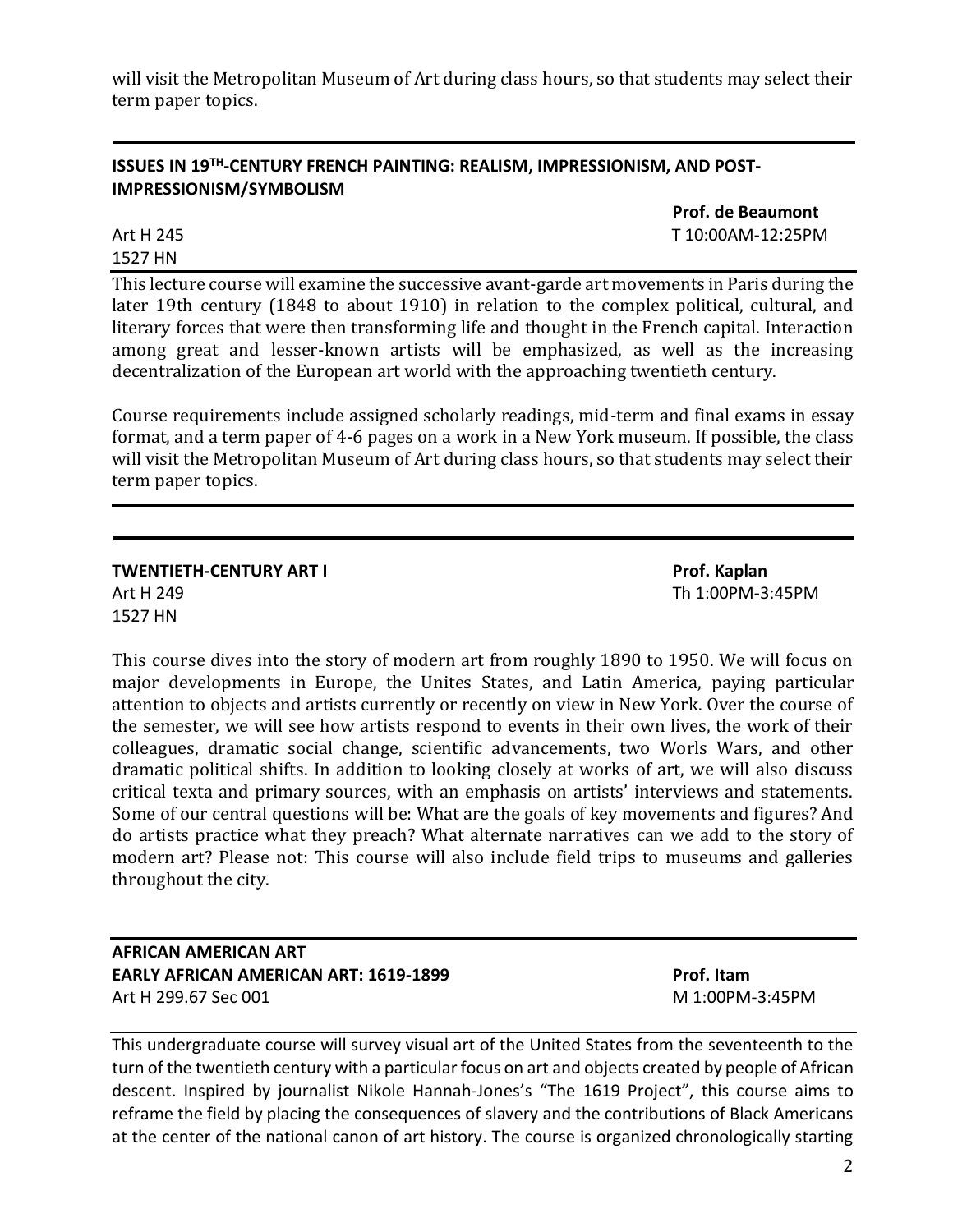will visit the Metropolitan Museum of Art during class hours, so that students may select their term paper topics.

---

**ISSUES IN 19TH-CENTURY FRENCH PAINTING: REALISM, IMPRESSIONISM, AND POST-IMPRESSIONISM/SYMBOLISM**

**Prof. de Beaumont**

Art H 245
1527 HN

T 10:00AM-12:25PM

This lecture course will examine the successive avant-garde art movements in Paris during the later 19th century (1848 to about 1910) in relation to the complex political, cultural, and literary forces that were then transforming life and thought in the French capital. Interaction among great and lesser-known artists will be emphasized, as well as the increasing decentralization of the European art world with the approaching twentieth century.

Course requirements include assigned scholarly readings, mid-term and final exams in essay format, and a term paper of 4-6 pages on a work in a New York museum. If possible, the class will visit the Metropolitan Museum of Art during class hours, so that students may select their term paper topics.

---

**TWENTIETH-CENTURY ART I** **Prof. Kaplan**

Art H 249
1527 HN

Th 1:00PM-3:45PM

This course dives into the story of modern art from roughly 1890 to 1950. We will focus on major developments in Europe, the Unites States, and Latin America, paying particular attention to objects and artists currently or recently on view in New York. Over the course of the semester, we will see how artists respond to events in their own lives, the work of their colleagues, dramatic social change, scientific advancements, two Worls Wars, and other dramatic political shifts. In addition to looking closely at works of art, we will also discuss critical texta and primary sources, with an emphasis on artists' interviews and statements. Some of our central questions will be: What are the goals of key movements and figures? And do artists practice what they preach? What alternate narratives can we add to the story of modern art? Please not: This course will also include field trips to museums and galleries throughout the city.

---

**AFRICAN AMERICAN ART**
**EARLY AFRICAN AMERICAN ART: 1619-1899** **Prof. Itam**

Art H 299.67 Sec 001

M 1:00PM-3:45PM

This undergraduate course will survey visual art of the United States from the seventeenth to the turn of the twentieth century with a particular focus on art and objects created by people of African descent. Inspired by journalist Nikole Hannah-Jones's "The 1619 Project", this course aims to reframe the field by placing the consequences of slavery and the contributions of Black Americans at the center of the national canon of art history. The course is organized chronologically starting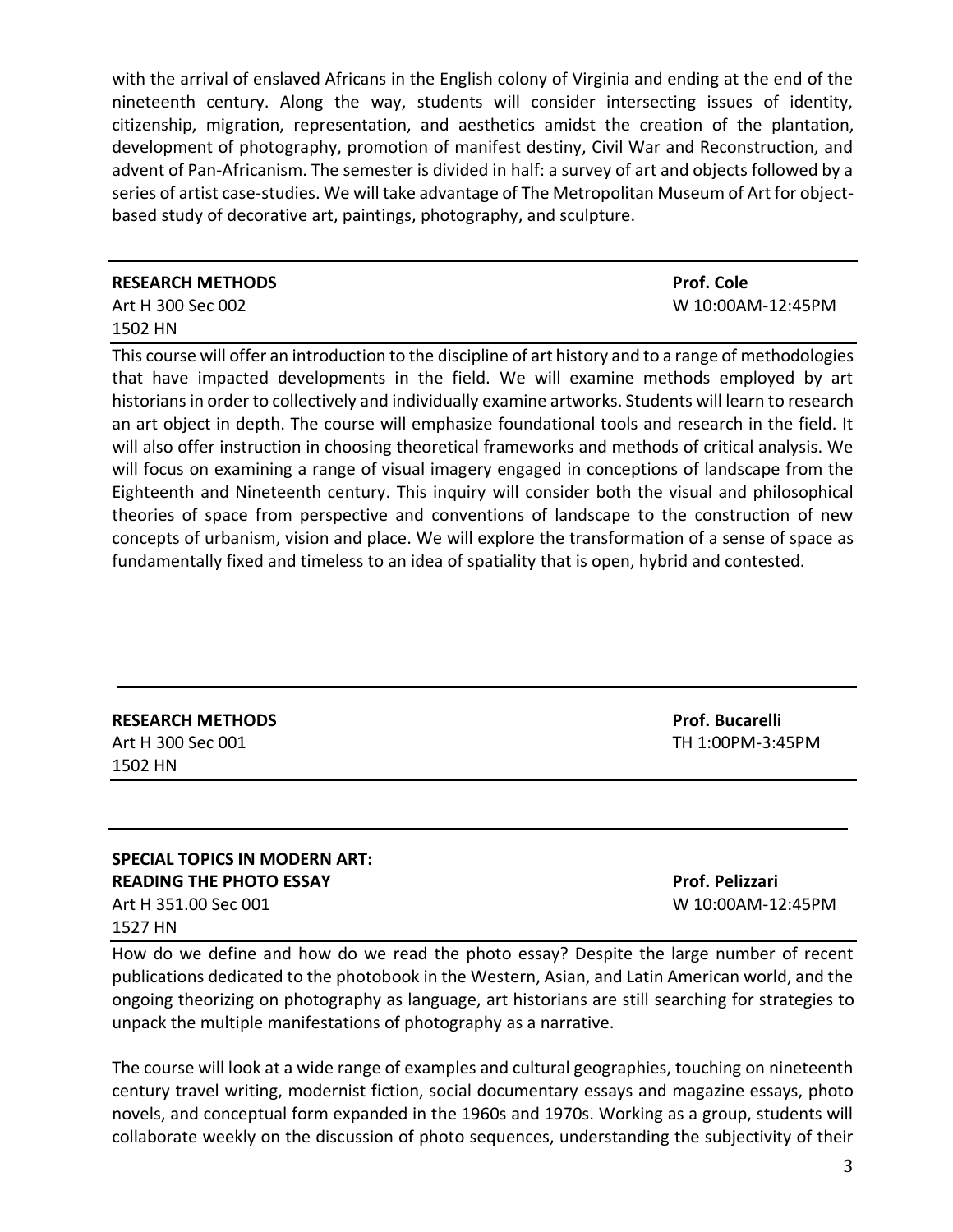with the arrival of enslaved Africans in the English colony of Virginia and ending at the end of the nineteenth century. Along the way, students will consider intersecting issues of identity, citizenship, migration, representation, and aesthetics amidst the creation of the plantation, development of photography, promotion of manifest destiny, Civil War and Reconstruction, and advent of Pan-Africanism. The semester is divided in half: a survey of art and objects followed by a series of artist case-studies. We will take advantage of The Metropolitan Museum of Art for object-based study of decorative art, paintings, photography, and sculpture.

---

**RESEARCH METHODS** — **Prof. Cole**
Art H 300 Sec 002 — W 10:00AM-12:45PM
1502 HN

This course will offer an introduction to the discipline of art history and to a range of methodologies that have impacted developments in the field. We will examine methods employed by art historians in order to collectively and individually examine artworks. Students will learn to research an art object in depth. The course will emphasize foundational tools and research in the field. It will also offer instruction in choosing theoretical frameworks and methods of critical analysis. We will focus on examining a range of visual imagery engaged in conceptions of landscape from the Eighteenth and Nineteenth century. This inquiry will consider both the visual and philosophical theories of space from perspective and conventions of landscape to the construction of new concepts of urbanism, vision and place. We will explore the transformation of a sense of space as fundamentally fixed and timeless to an idea of spatiality that is open, hybrid and contested.

---

**RESEARCH METHODS** — **Prof. Bucarelli**
Art H 300 Sec 001 — TH 1:00PM-3:45PM
1502 HN

---

**SPECIAL TOPICS IN MODERN ART:**
**READING THE PHOTO ESSAY** — **Prof. Pelizzari**
Art H 351.00 Sec 001 — W 10:00AM-12:45PM
1527 HN

How do we define and how do we read the photo essay? Despite the large number of recent publications dedicated to the photobook in the Western, Asian, and Latin American world, and the ongoing theorizing on photography as language, art historians are still searching for strategies to unpack the multiple manifestations of photography as a narrative.

The course will look at a wide range of examples and cultural geographies, touching on nineteenth century travel writing, modernist fiction, social documentary essays and magazine essays, photo novels, and conceptual form expanded in the 1960s and 1970s. Working as a group, students will collaborate weekly on the discussion of photo sequences, understanding the subjectivity of their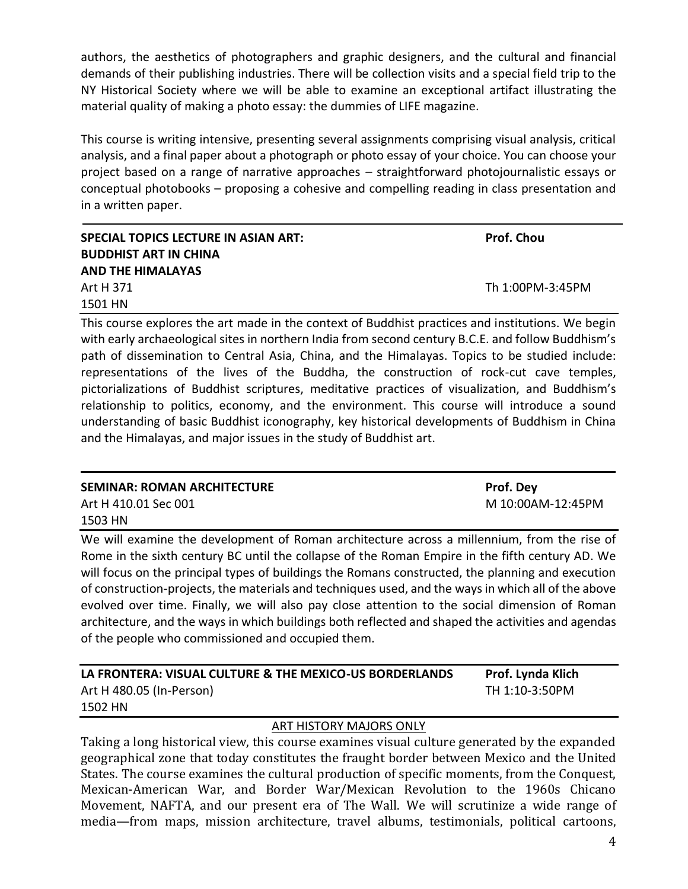authors, the aesthetics of photographers and graphic designers, and the cultural and financial demands of their publishing industries. There will be collection visits and a special field trip to the NY Historical Society where we will be able to examine an exceptional artifact illustrating the material quality of making a photo essay: the dummies of LIFE magazine.

This course is writing intensive, presenting several assignments comprising visual analysis, critical analysis, and a final paper about a photograph or photo essay of your choice. You can choose your project based on a range of narrative approaches – straightforward photojournalistic essays or conceptual photobooks – proposing a cohesive and compelling reading in class presentation and in a written paper.

---

**SPECIAL TOPICS LECTURE IN ASIAN ART: BUDDHIST ART IN CHINA AND THE HIMALAYAS** — **Prof. Chou**
Art H 371 — Th 1:00PM-3:45PM
1501 HN

This course explores the art made in the context of Buddhist practices and institutions. We begin with early archaeological sites in northern India from second century B.C.E. and follow Buddhism's path of dissemination to Central Asia, China, and the Himalayas. Topics to be studied include: representations of the lives of the Buddha, the construction of rock-cut cave temples, pictorializations of Buddhist scriptures, meditative practices of visualization, and Buddhism's relationship to politics, economy, and the environment. This course will introduce a sound understanding of basic Buddhist iconography, key historical developments of Buddhism in China and the Himalayas, and major issues in the study of Buddhist art.

---

**SEMINAR: ROMAN ARCHITECTURE** — **Prof. Dey**
Art H 410.01 Sec 001 — M 10:00AM-12:45PM
1503 HN

We will examine the development of Roman architecture across a millennium, from the rise of Rome in the sixth century BC until the collapse of the Roman Empire in the fifth century AD. We will focus on the principal types of buildings the Romans constructed, the planning and execution of construction-projects, the materials and techniques used, and the ways in which all of the above evolved over time. Finally, we will also pay close attention to the social dimension of Roman architecture, and the ways in which buildings both reflected and shaped the activities and agendas of the people who commissioned and occupied them.

---

**LA FRONTERA: VISUAL CULTURE & THE MEXICO-US BORDERLANDS** — **Prof. Lynda Klich**
Art H 480.05 (In-Person) — TH 1:10-3:50PM
1502 HN

ART HISTORY MAJORS ONLY

Taking a long historical view, this course examines visual culture generated by the expanded geographical zone that today constitutes the fraught border between Mexico and the United States. The course examines the cultural production of specific moments, from the Conquest, Mexican-American War, and Border War/Mexican Revolution to the 1960s Chicano Movement, NAFTA, and our present era of The Wall. We will scrutinize a wide range of media—from maps, mission architecture, travel albums, testimonials, political cartoons,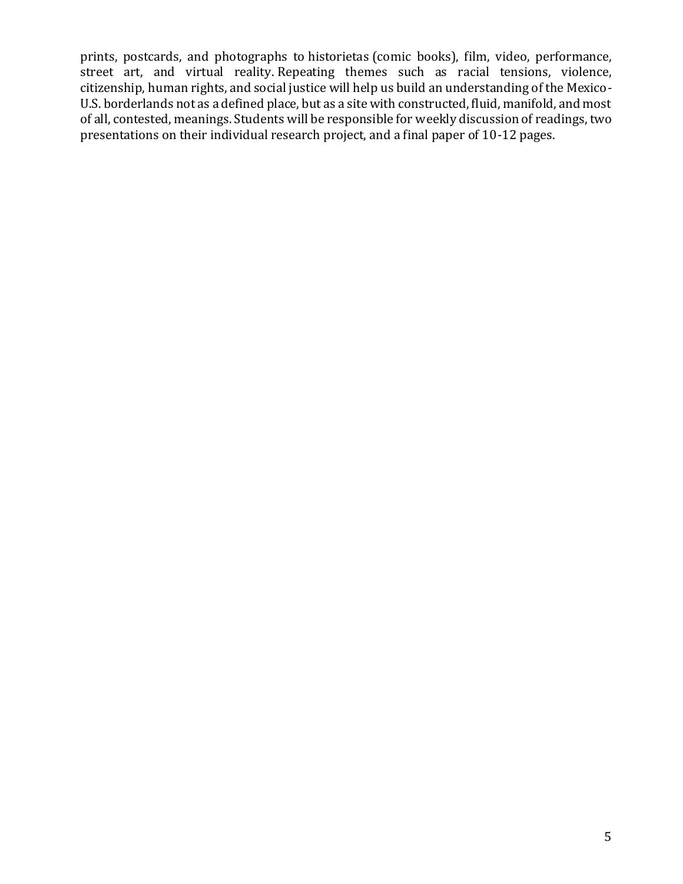prints, postcards, and photographs to historietas (comic books), film, video, performance, street art, and virtual reality. Repeating themes such as racial tensions, violence, citizenship, human rights, and social justice will help us build an understanding of the Mexico-U.S. borderlands not as a defined place, but as a site with constructed, fluid, manifold, and most of all, contested, meanings. Students will be responsible for weekly discussion of readings, two presentations on their individual research project, and a final paper of 10-12 pages.